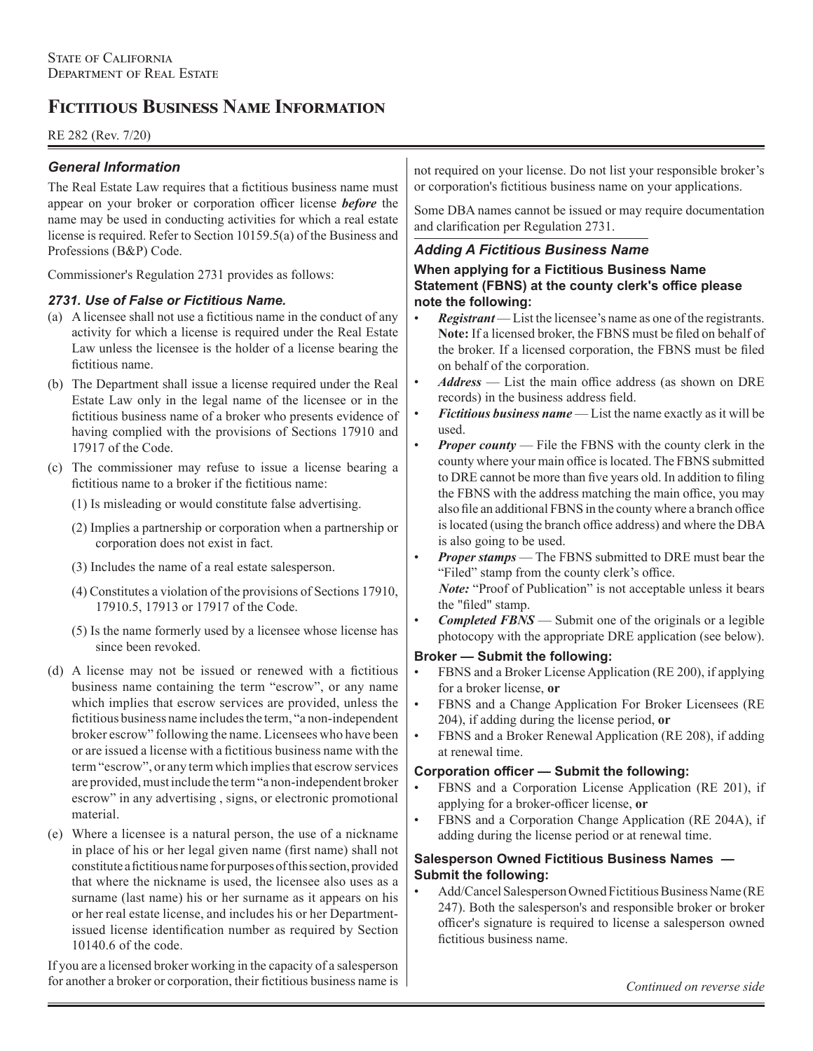State of California
Department of Real Estate

# Fictitious Business Name Information

RE 282 (Rev. 7/20)

## *General Information*

The Real Estate Law requires that a fictitious business name must appear on your broker or corporation officer license ***before*** the name may be used in conducting activities for which a real estate license is required. Refer to Section 10159.5(a) of the Business and Professions (B&P) Code.

Commissioner's Regulation 2731 provides as follows:

### *2731. Use of False or Fictitious Name.*

(a) A licensee shall not use a fictitious name in the conduct of any activity for which a license is required under the Real Estate Law unless the licensee is the holder of a license bearing the fictitious name.

(b) The Department shall issue a license required under the Real Estate Law only in the legal name of the licensee or in the fictitious business name of a broker who presents evidence of having complied with the provisions of Sections 17910 and 17917 of the Code.

(c) The commissioner may refuse to issue a license bearing a fictitious name to a broker if the fictitious name:

(1) Is misleading or would constitute false advertising.

(2) Implies a partnership or corporation when a partnership or corporation does not exist in fact.

(3) Includes the name of a real estate salesperson.

(4) Constitutes a violation of the provisions of Sections 17910, 17910.5, 17913 or 17917 of the Code.

(5) Is the name formerly used by a licensee whose license has since been revoked.

(d) A license may not be issued or renewed with a fictitious business name containing the term "escrow", or any name which implies that escrow services are provided, unless the fictitious business name includes the term, "a non-independent broker escrow" following the name. Licensees who have been or are issued a license with a fictitious business name with the term "escrow", or any term which implies that escrow services are provided, must include the term "a non-independent broker escrow" in any advertising , signs, or electronic promotional material.

(e) Where a licensee is a natural person, the use of a nickname in place of his or her legal given name (first name) shall not constitute a fictitious name for purposes of this section, provided that where the nickname is used, the licensee also uses as a surname (last name) his or her surname as it appears on his or her real estate license, and includes his or her Department-issued license identification number as required by Section 10140.6 of the code.

If you are a licensed broker working in the capacity of a salesperson for another a broker or corporation, their fictitious business name is not required on your license. Do not list your responsible broker's or corporation's fictitious business name on your applications.

Some DBA names cannot be issued or may require documentation and clarification per Regulation 2731.

## *Adding A Fictitious Business Name*

**When applying for a Fictitious Business Name Statement (FBNS) at the county clerk's office please note the following:**

- ***Registrant*** — List the licensee's name as one of the registrants. **Note:** If a licensed broker, the FBNS must be filed on behalf of the broker. If a licensed corporation, the FBNS must be filed on behalf of the corporation.
- ***Address*** — List the main office address (as shown on DRE records) in the business address field.
- ***Fictitious business name*** — List the name exactly as it will be used.
- ***Proper county*** — File the FBNS with the county clerk in the county where your main office is located. The FBNS submitted to DRE cannot be more than five years old. In addition to filing the FBNS with the address matching the main office, you may also file an additional FBNS in the county where a branch office is located (using the branch office address) and where the DBA is also going to be used.
- ***Proper stamps*** — The FBNS submitted to DRE must bear the "Filed" stamp from the county clerk's office.
  ***Note:*** "Proof of Publication" is not acceptable unless it bears the "filed" stamp.
- ***Completed FBNS*** — Submit one of the originals or a legible photocopy with the appropriate DRE application (see below).

**Broker — Submit the following:**

- FBNS and a Broker License Application (RE 200), if applying for a broker license, **or**
- FBNS and a Change Application For Broker Licensees (RE 204), if adding during the license period, **or**
- FBNS and a Broker Renewal Application (RE 208), if adding at renewal time.

**Corporation officer — Submit the following:**

- FBNS and a Corporation License Application (RE 201), if applying for a broker-officer license, **or**
- FBNS and a Corporation Change Application (RE 204A), if adding during the license period or at renewal time.

**Salesperson Owned Fictitious Business Names — Submit the following:**

- Add/Cancel Salesperson Owned Fictitious Business Name (RE 247). Both the salesperson's and responsible broker or broker officer's signature is required to license a salesperson owned fictitious business name.

*Continued on reverse side*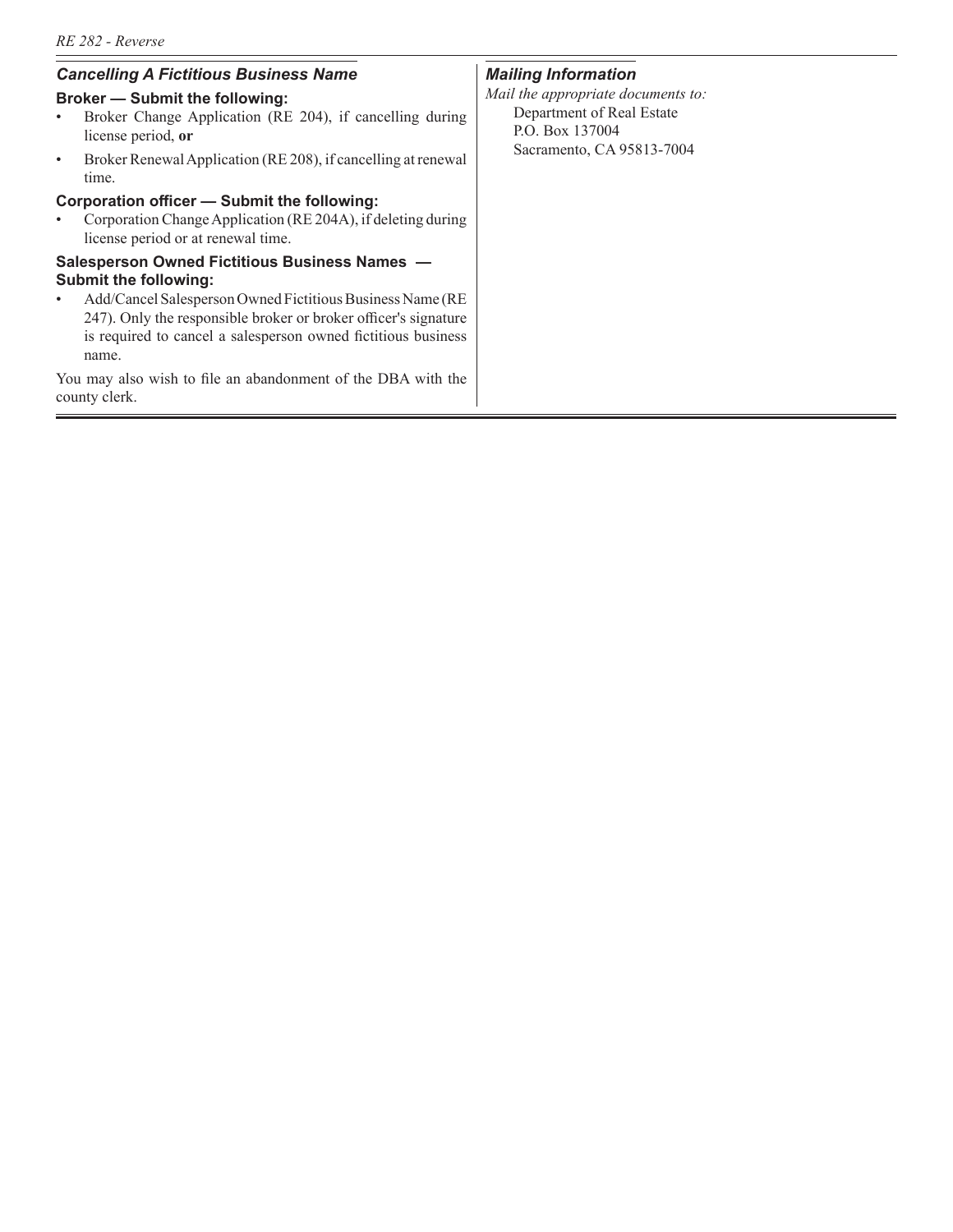## *Cancelling A Fictitious Business Name*

**Broker — Submit the following:**

- Broker Change Application (RE 204), if cancelling during license period, **or**
- Broker Renewal Application (RE 208), if cancelling at renewal time.

**Corporation officer — Submit the following:**

- Corporation Change Application (RE 204A), if deleting during license period or at renewal time.

**Salesperson Owned Fictitious Business Names — Submit the following:**

- Add/Cancel Salesperson Owned Fictitious Business Name (RE 247). Only the responsible broker or broker officer's signature is required to cancel a salesperson owned fictitious business name.

You may also wish to file an abandonment of the DBA with the county clerk.

## *Mailing Information*

*Mail the appropriate documents to:*

Department of Real Estate
P.O. Box 137004
Sacramento, CA 95813-7004